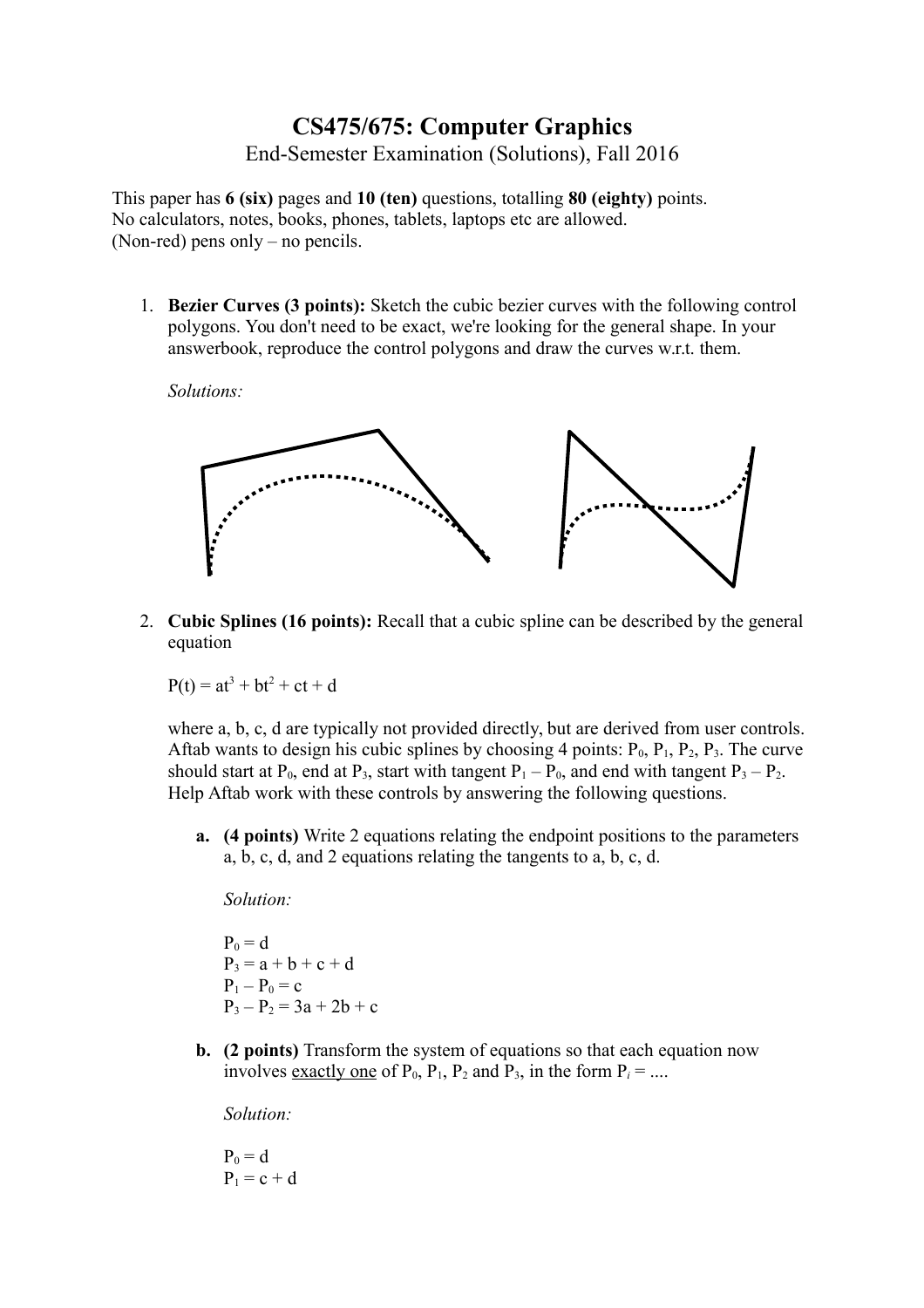# CS475/675: Computer Graphics

End-Semester Examination (Solutions), Fall 2016

This paper has **6 (six)** pages and **10 (ten)** questions, totalling **80 (eighty)** points.
No calculators, notes, books, phones, tablets, laptops etc are allowed.
(Non-red) pens only – no pencils.

1. **Bezier Curves (3 points):** Sketch the cubic bezier curves with the following control polygons. You don't need to be exact, we're looking for the general shape. In your answerbook, reproduce the control polygons and draw the curves w.r.t. them.

   *Solutions:*

2. **Cubic Splines (16 points):** Recall that a cubic spline can be described by the general equation

   $P(t) = at^3 + bt^2 + ct + d$

   where a, b, c, d are typically not provided directly, but are derived from user controls. Aftab wants to design his cubic splines by choosing 4 points: $P_0$, $P_1$, $P_2$, $P_3$. The curve should start at $P_0$, end at $P_3$, start with tangent $P_1 - P_0$, and end with tangent $P_3 - P_2$. Help Aftab work with these controls by answering the following questions.

   **a. (4 points)** Write 2 equations relating the endpoint positions to the parameters a, b, c, d, and 2 equations relating the tangents to a, b, c, d.

   *Solution:*

   $P_0 = d$
   $P_3 = a + b + c + d$
   $P_1 - P_0 = c$
   $P_3 - P_2 = 3a + 2b + c$

   **b. (2 points)** Transform the system of equations so that each equation now involves <u>exactly one</u> of $P_0$, $P_1$, $P_2$ and $P_3$, in the form $P_i = ....$

   *Solution:*

   $P_0 = d$
   $P_1 = c + d$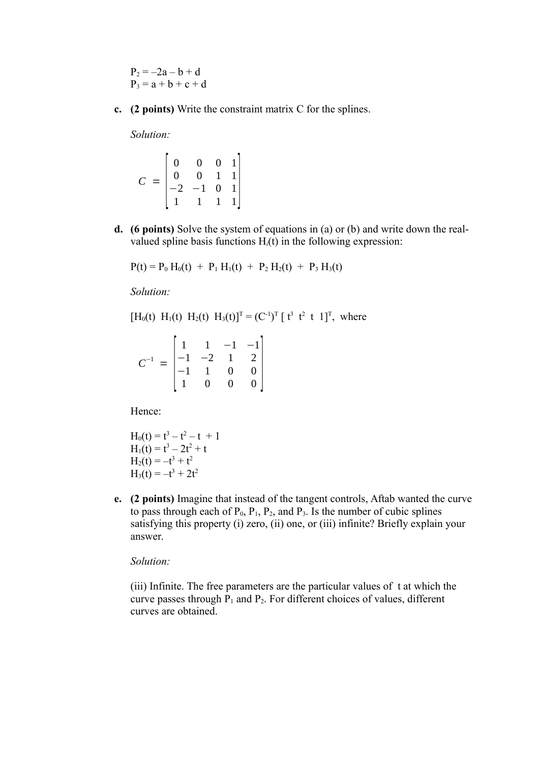$P_2 = -2a - b + d$
$P_3 = a + b + c + d$

**c. (2 points)** Write the constraint matrix C for the splines.

*Solution:*

$$C = \begin{bmatrix} 0 & 0 & 0 & 1 \\ 0 & 0 & 1 & 1 \\ -2 & -1 & 0 & 1 \\ 1 & 1 & 1 & 1 \end{bmatrix}$$

**d. (6 points)** Solve the system of equations in (a) or (b) and write down the real-valued spline basis functions $H_i(t)$ in the following expression:

$P(t) = P_0\, H_0(t) \;+\; P_1\, H_1(t) \;+\; P_2\, H_2(t) \;+\; P_3\, H_3(t)$

*Solution:*

$[H_0(t)\;\; H_1(t)\;\; H_2(t)\;\; H_3(t)]^T = (C^{-1})^T\, [\, t^3\;\; t^2\;\; t\;\; 1]^T$, where

$$C^{-1} = \begin{bmatrix} 1 & 1 & -1 & -1 \\ -1 & -2 & 1 & 2 \\ -1 & 1 & 0 & 0 \\ 1 & 0 & 0 & 0 \end{bmatrix}$$

Hence:

$H_0(t) = t^3 - t^2 - t + 1$
$H_1(t) = t^3 - 2t^2 + t$
$H_2(t) = -t^3 + t^2$
$H_3(t) = -t^3 + 2t^2$

**e. (2 points)** Imagine that instead of the tangent controls, Aftab wanted the curve to pass through each of $P_0$, $P_1$, $P_2$, and $P_3$. Is the number of cubic splines satisfying this property (i) zero, (ii) one, or (iii) infinite? Briefly explain your answer.

*Solution:*

(iii) Infinite. The free parameters are the particular values of t at which the curve passes through $P_1$ and $P_2$. For different choices of values, different curves are obtained.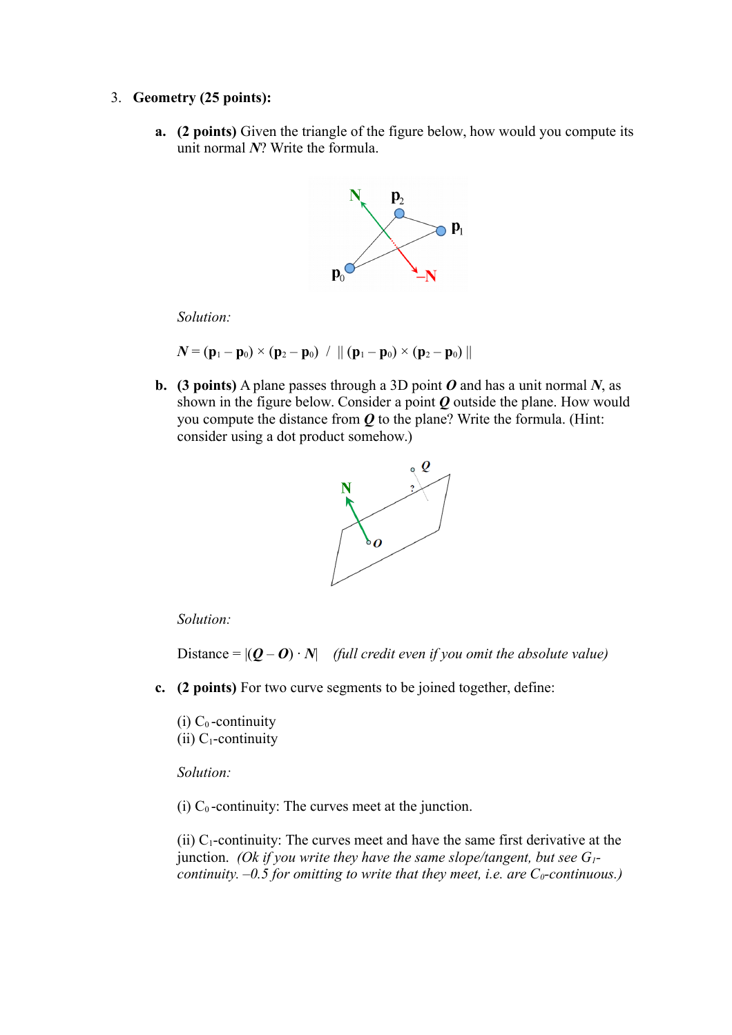3. **Geometry (25 points):**

   a. **(2 points)** Given the triangle of the figure below, how would you compute its unit normal $\boldsymbol{N}$? Write the formula.

   *Solution:*

   $\boldsymbol{N} = (\mathbf{p}_1 - \mathbf{p}_0) \times (\mathbf{p}_2 - \mathbf{p}_0) \;/\; \| (\mathbf{p}_1 - \mathbf{p}_0) \times (\mathbf{p}_2 - \mathbf{p}_0) \|$

   b. **(3 points)** A plane passes through a 3D point $\boldsymbol{O}$ and has a unit normal $\boldsymbol{N}$, as shown in the figure below. Consider a point $\boldsymbol{Q}$ outside the plane. How would you compute the distance from $\boldsymbol{Q}$ to the plane? Write the formula. (Hint: consider using a dot product somehow.)

   *Solution:*

   Distance = $|(\boldsymbol{Q} - \boldsymbol{O}) \cdot \boldsymbol{N}|$ *(full credit even if you omit the absolute value)*

   c. **(2 points)** For two curve segments to be joined together, define:

   (i) $C_0$-continuity
   (ii) $C_1$-continuity

   *Solution:*

   (i) $C_0$-continuity: The curves meet at the junction.

   (ii) $C_1$-continuity: The curves meet and have the same first derivative at the junction. *(Ok if you write they have the same slope/tangent, but see $G_1$-continuity. –0.5 for omitting to write that they meet, i.e. are $C_0$-continuous.)*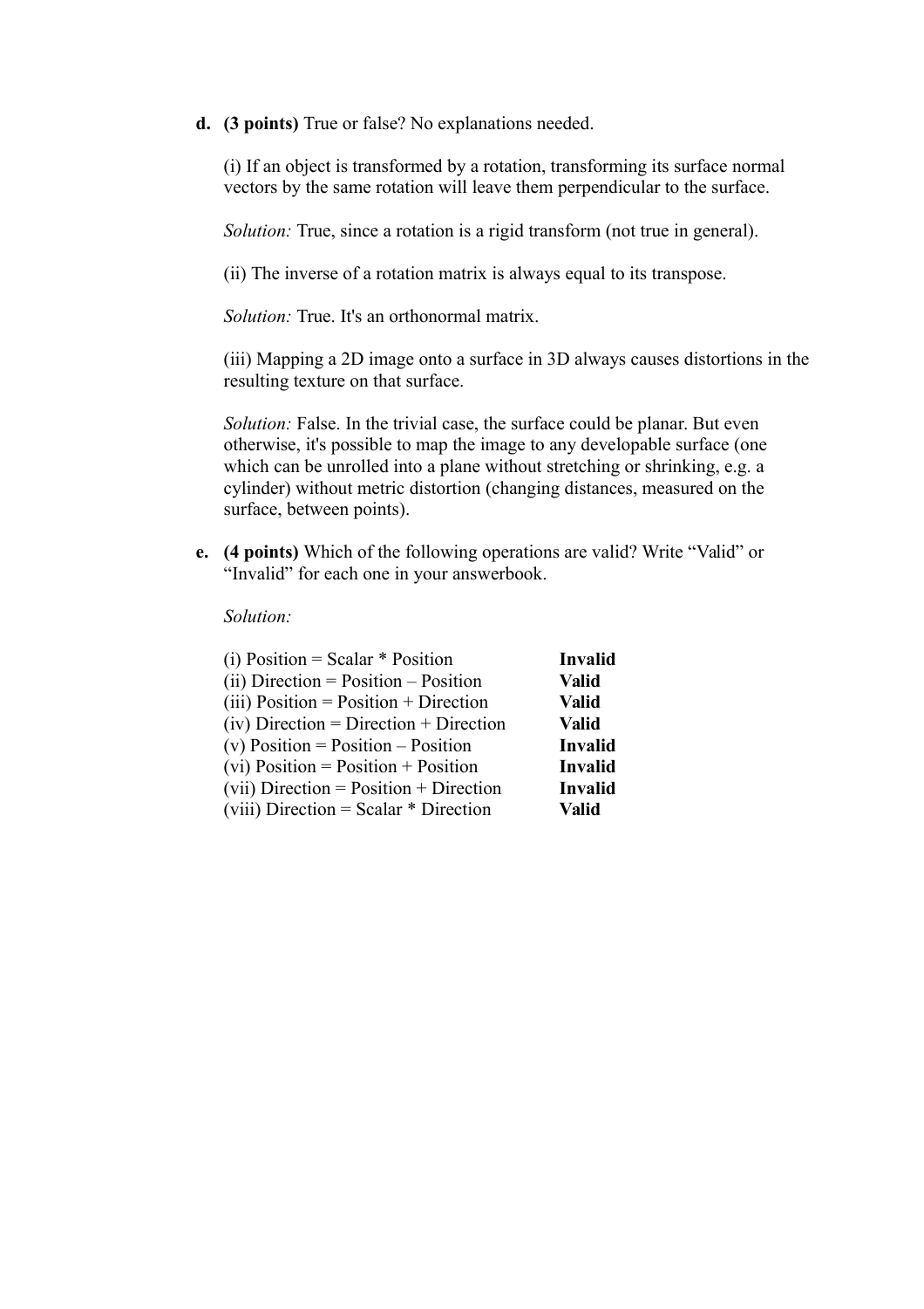**d. (3 points)** True or false? No explanations needed.

(i) If an object is transformed by a rotation, transforming its surface normal vectors by the same rotation will leave them perpendicular to the surface.

*Solution:* True, since a rotation is a rigid transform (not true in general).

(ii) The inverse of a rotation matrix is always equal to its transpose.

*Solution:* True. It's an orthonormal matrix.

(iii) Mapping a 2D image onto a surface in 3D always causes distortions in the resulting texture on that surface.

*Solution:* False. In the trivial case, the surface could be planar. But even otherwise, it's possible to map the image to any developable surface (one which can be unrolled into a plane without stretching or shrinking, e.g. a cylinder) without metric distortion (changing distances, measured on the surface, between points).

**e. (4 points)** Which of the following operations are valid? Write "Valid" or "Invalid" for each one in your answerbook.

*Solution:*

| Operation | Answer |
|---|---|
| (i) Position = Scalar * Position | **Invalid** |
| (ii) Direction = Position – Position | **Valid** |
| (iii) Position = Position + Direction | **Valid** |
| (iv) Direction = Direction + Direction | **Valid** |
| (v) Position = Position – Position | **Invalid** |
| (vi) Position = Position + Position | **Invalid** |
| (vii) Direction = Position + Direction | **Invalid** |
| (viii) Direction = Scalar * Direction | **Valid** |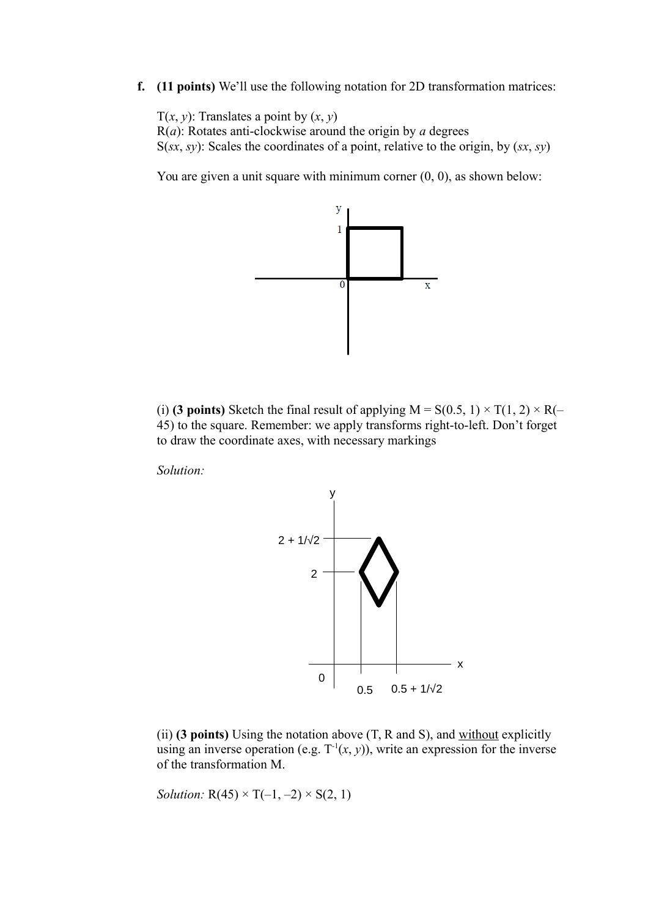**f. (11 points)** We'll use the following notation for 2D transformation matrices:

T($x$, $y$): Translates a point by ($x$, $y$)
R($a$): Rotates anti-clockwise around the origin by $a$ degrees
S($sx$, $sy$): Scales the coordinates of a point, relative to the origin, by ($sx$, $sy$)

You are given a unit square with minimum corner (0, 0), as shown below:

(i) **(3 points)** Sketch the final result of applying M = S(0.5, 1) × T(1, 2) × R(–45) to the square. Remember: we apply transforms right-to-left. Don't forget to draw the coordinate axes, with necessary markings

*Solution:*

(ii) **(3 points)** Using the notation above (T, R and S), and without explicitly using an inverse operation (e.g. $T^{-1}(x, y)$), write an expression for the inverse of the transformation M.

*Solution:* R(45) × T(–1, –2) × S(2, 1)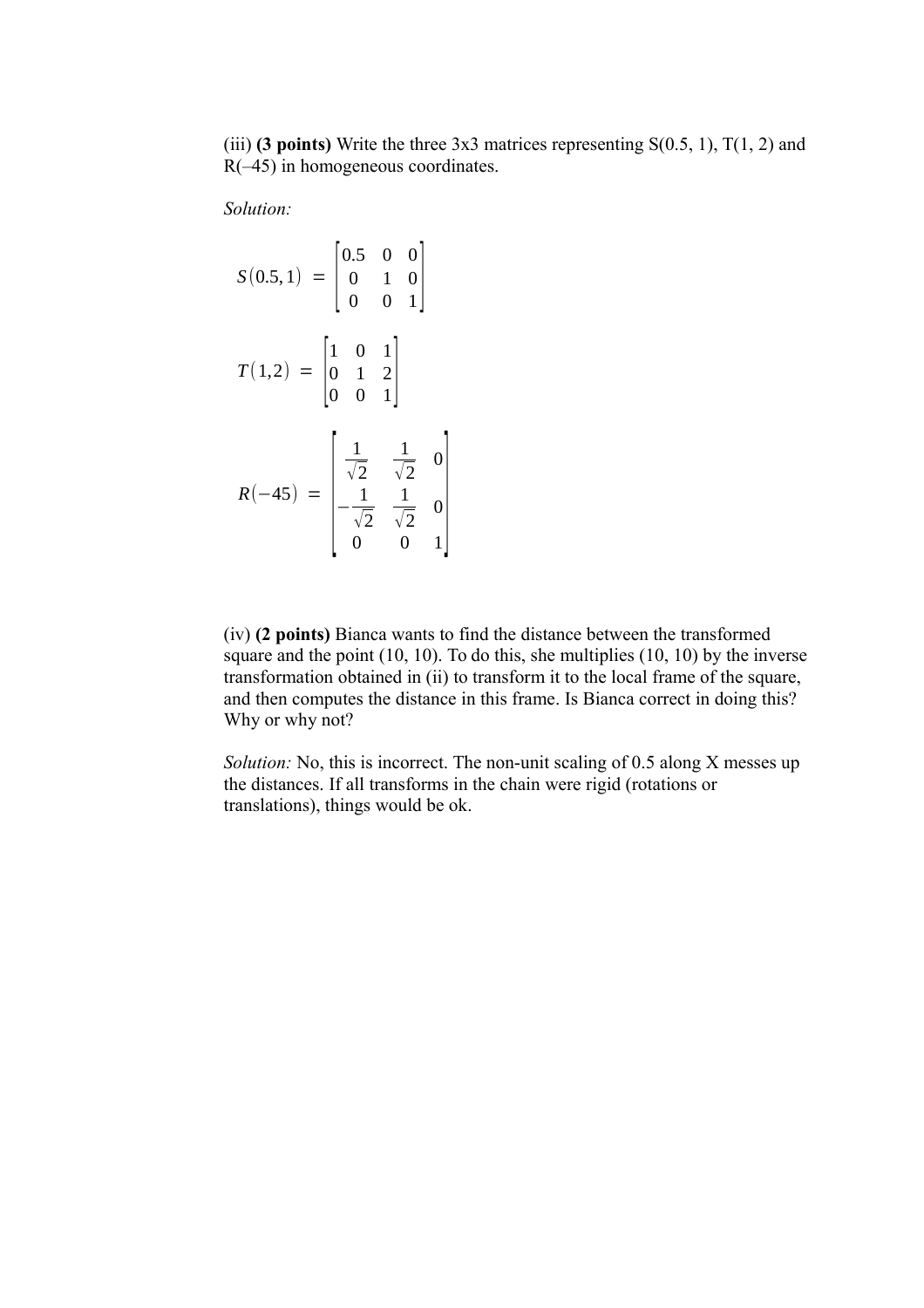(iii) **(3 points)** Write the three 3x3 matrices representing S(0.5, 1), T(1, 2) and R(–45) in homogeneous coordinates.

*Solution:*

$$S(0.5, 1) = \begin{bmatrix} 0.5 & 0 & 0 \\ 0 & 1 & 0 \\ 0 & 0 & 1 \end{bmatrix}$$

$$T(1,2) = \begin{bmatrix} 1 & 0 & 1 \\ 0 & 1 & 2 \\ 0 & 0 & 1 \end{bmatrix}$$

$$R(-45) = \begin{bmatrix} \frac{1}{\sqrt{2}} & \frac{1}{\sqrt{2}} & 0 \\ -\frac{1}{\sqrt{2}} & \frac{1}{\sqrt{2}} & 0 \\ 0 & 0 & 1 \end{bmatrix}$$

(iv) **(2 points)** Bianca wants to find the distance between the transformed square and the point (10, 10). To do this, she multiplies (10, 10) by the inverse transformation obtained in (ii) to transform it to the local frame of the square, and then computes the distance in this frame. Is Bianca correct in doing this? Why or why not?

*Solution:* No, this is incorrect. The non-unit scaling of 0.5 along X messes up the distances. If all transforms in the chain were rigid (rotations or translations), things would be ok.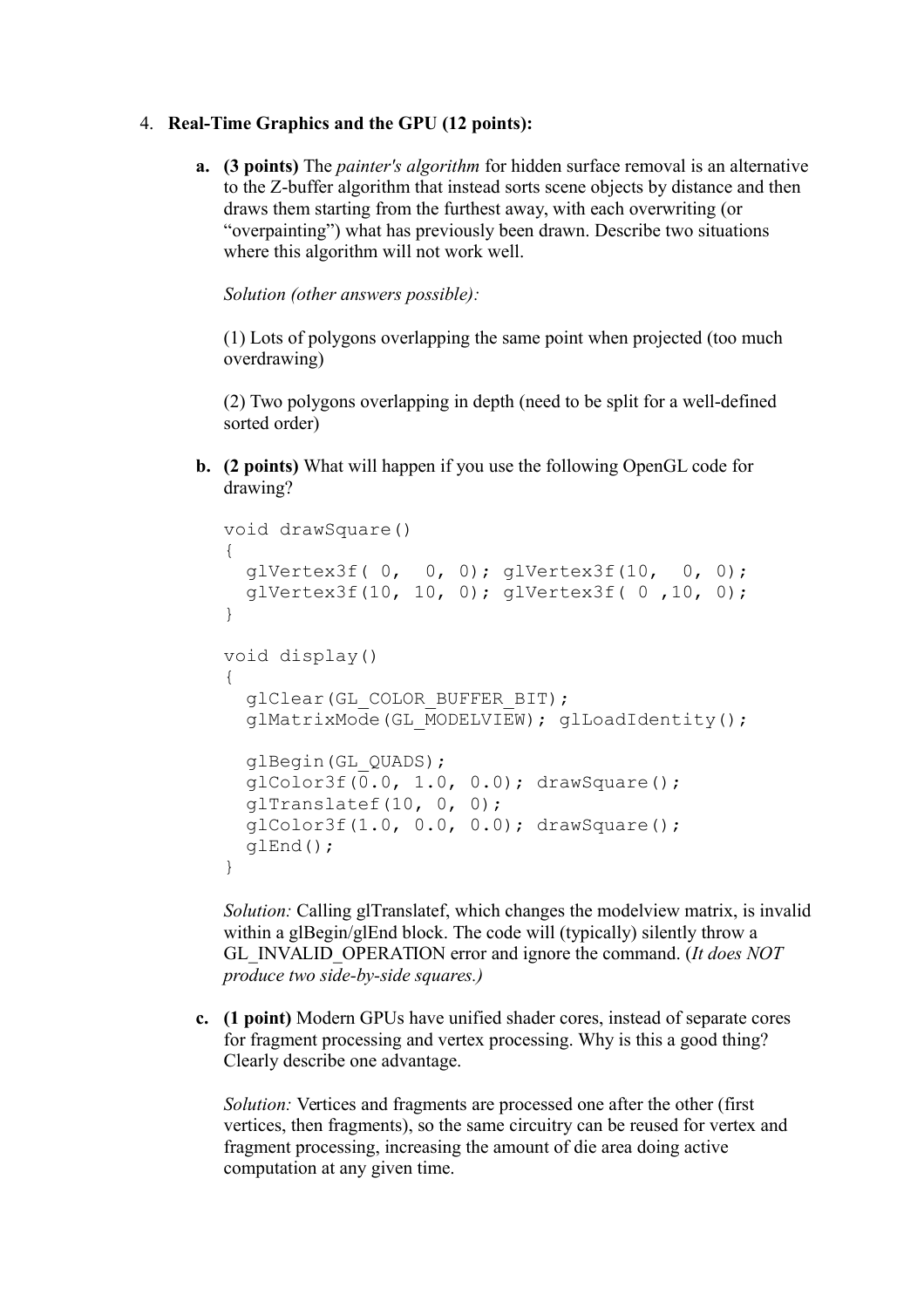4. **Real-Time Graphics and the GPU (12 points):**

   a. **(3 points)** The *painter's algorithm* for hidden surface removal is an alternative to the Z-buffer algorithm that instead sorts scene objects by distance and then draws them starting from the furthest away, with each overwriting (or "overpainting") what has previously been drawn. Describe two situations where this algorithm will not work well.

      *Solution (other answers possible):*

      (1) Lots of polygons overlapping the same point when projected (too much overdrawing)

      (2) Two polygons overlapping in depth (need to be split for a well-defined sorted order)

   b. **(2 points)** What will happen if you use the following OpenGL code for drawing?

```
void drawSquare()
{
  glVertex3f( 0,  0, 0); glVertex3f(10,  0, 0);
  glVertex3f(10, 10, 0); glVertex3f( 0 ,10, 0);
}

void display()
{
  glClear(GL_COLOR_BUFFER_BIT);
  glMatrixMode(GL_MODELVIEW); glLoadIdentity();

  glBegin(GL_QUADS);
  glColor3f(0.0, 1.0, 0.0); drawSquare();
  glTranslatef(10, 0, 0);
  glColor3f(1.0, 0.0, 0.0); drawSquare();
  glEnd();
}
```

      *Solution:* Calling glTranslatef, which changes the modelview matrix, is invalid within a glBegin/glEnd block. The code will (typically) silently throw a GL_INVALID_OPERATION error and ignore the command. (*It does NOT produce two side-by-side squares.)*

   c. **(1 point)** Modern GPUs have unified shader cores, instead of separate cores for fragment processing and vertex processing. Why is this a good thing? Clearly describe one advantage.

      *Solution:* Vertices and fragments are processed one after the other (first vertices, then fragments), so the same circuitry can be reused for vertex and fragment processing, increasing the amount of die area doing active computation at any given time.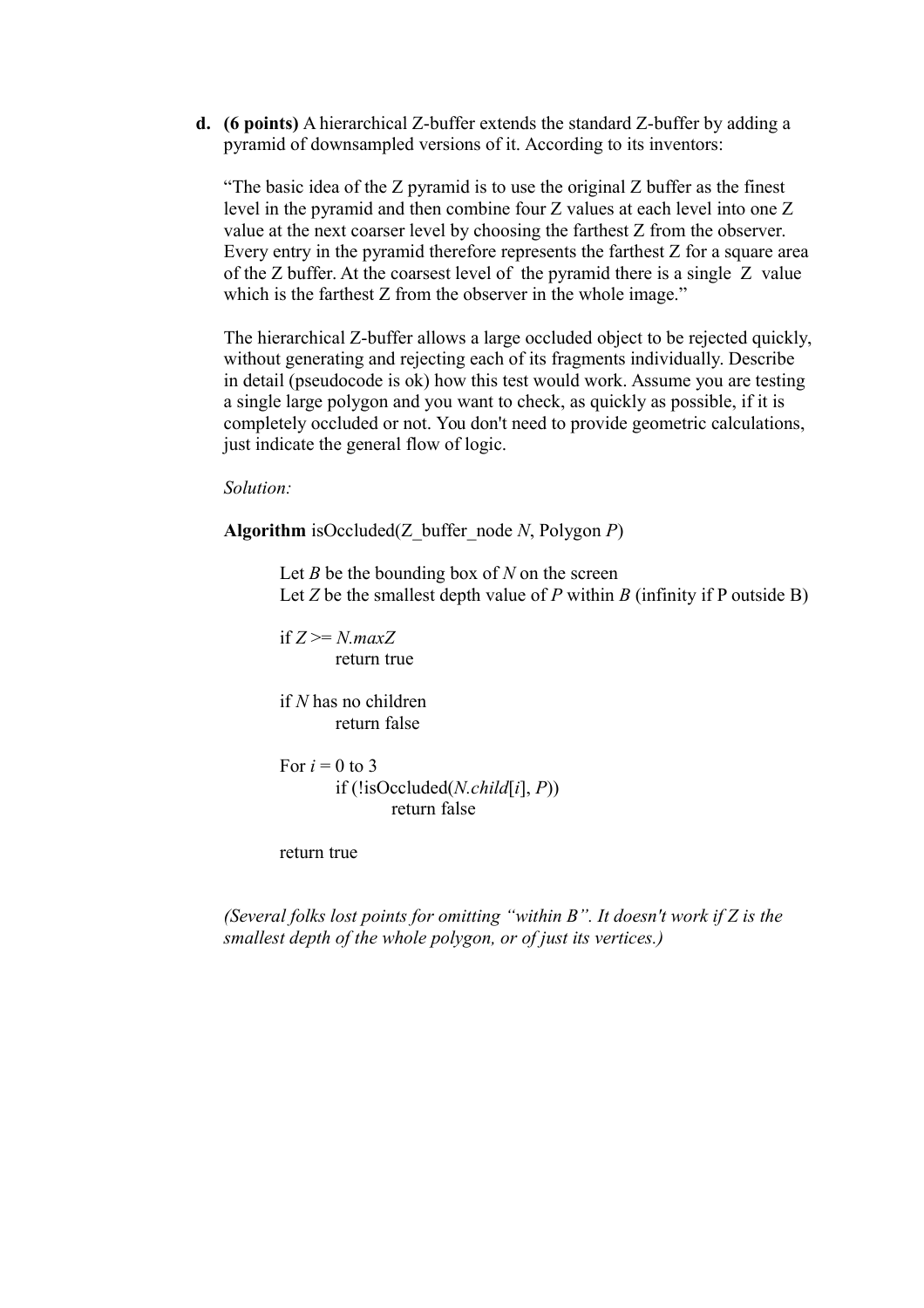**d. (6 points)** A hierarchical Z-buffer extends the standard Z-buffer by adding a pyramid of downsampled versions of it. According to its inventors:

"The basic idea of the Z pyramid is to use the original Z buffer as the finest level in the pyramid and then combine four Z values at each level into one Z value at the next coarser level by choosing the farthest Z from the observer. Every entry in the pyramid therefore represents the farthest Z for a square area of the Z buffer. At the coarsest level of the pyramid there is a single Z value which is the farthest Z from the observer in the whole image."

The hierarchical Z-buffer allows a large occluded object to be rejected quickly, without generating and rejecting each of its fragments individually. Describe in detail (pseudocode is ok) how this test would work. Assume you are testing a single large polygon and you want to check, as quickly as possible, if it is completely occluded or not. You don't need to provide geometric calculations, just indicate the general flow of logic.

*Solution:*

**Algorithm** isOccluded(Z_buffer_node *N*, Polygon *P*)

Let *B* be the bounding box of *N* on the screen
Let *Z* be the smallest depth value of *P* within *B* (infinity if P outside B)

if *Z* >= *N.maxZ*
  return true

if *N* has no children
  return false

For *i* = 0 to 3
  if (!isOccluded(*N.child*[*i*], *P*))
    return false

return true

*(Several folks lost points for omitting "within B". It doesn't work if Z is the smallest depth of the whole polygon, or of just its vertices.)*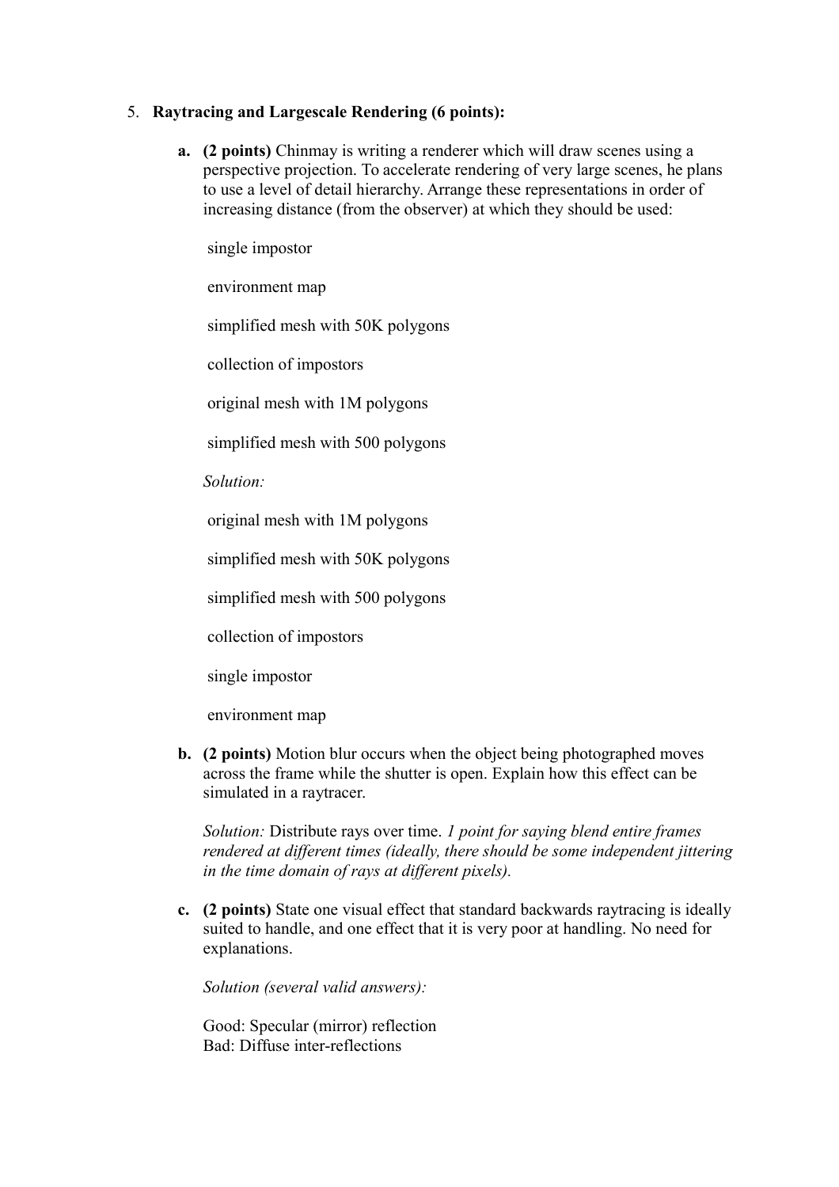5. **Raytracing and Largescale Rendering (6 points):**

   **a. (2 points)** Chinmay is writing a renderer which will draw scenes using a perspective projection. To accelerate rendering of very large scenes, he plans to use a level of detail hierarchy. Arrange these representations in order of increasing distance (from the observer) at which they should be used:

   single impostor

   environment map

   simplified mesh with 50K polygons

   collection of impostors

   original mesh with 1M polygons

   simplified mesh with 500 polygons

   *Solution:*

   original mesh with 1M polygons

   simplified mesh with 50K polygons

   simplified mesh with 500 polygons

   collection of impostors

   single impostor

   environment map

   **b. (2 points)** Motion blur occurs when the object being photographed moves across the frame while the shutter is open. Explain how this effect can be simulated in a raytracer.

   *Solution:* Distribute rays over time. *1 point for saying blend entire frames rendered at different times (ideally, there should be some independent jittering in the time domain of rays at different pixels).*

   **c. (2 points)** State one visual effect that standard backwards raytracing is ideally suited to handle, and one effect that it is very poor at handling. No need for explanations.

   *Solution (several valid answers):*

   Good: Specular (mirror) reflection
   Bad: Diffuse inter-reflections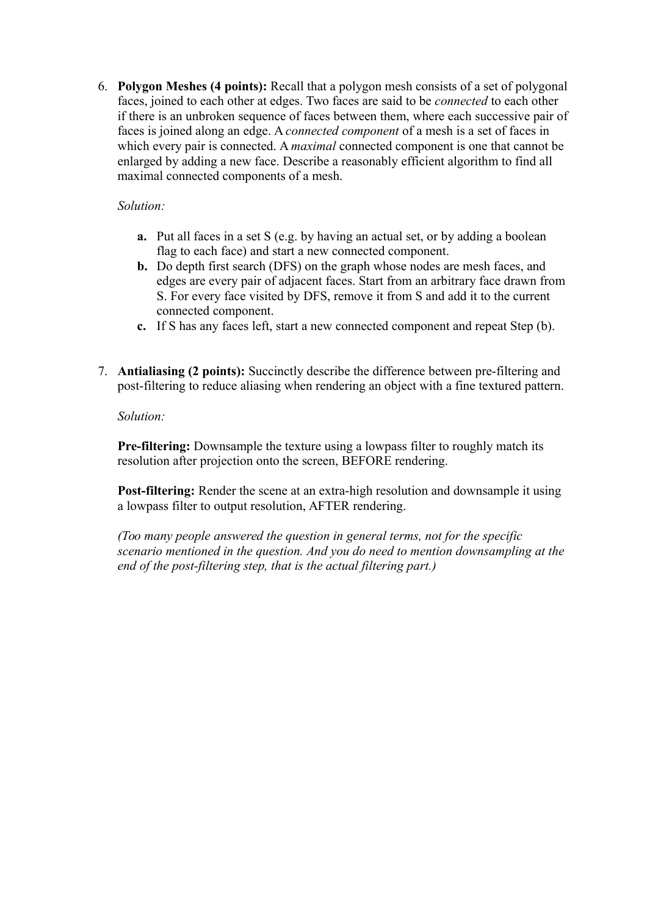6. **Polygon Meshes (4 points):** Recall that a polygon mesh consists of a set of polygonal faces, joined to each other at edges. Two faces are said to be *connected* to each other if there is an unbroken sequence of faces between them, where each successive pair of faces is joined along an edge. A *connected component* of a mesh is a set of faces in which every pair is connected. A *maximal* connected component is one that cannot be enlarged by adding a new face. Describe a reasonably efficient algorithm to find all maximal connected components of a mesh.

   *Solution:*

   **a.** Put all faces in a set S (e.g. by having an actual set, or by adding a boolean flag to each face) and start a new connected component.

   **b.** Do depth first search (DFS) on the graph whose nodes are mesh faces, and edges are every pair of adjacent faces. Start from an arbitrary face drawn from S. For every face visited by DFS, remove it from S and add it to the current connected component.

   **c.** If S has any faces left, start a new connected component and repeat Step (b).

7. **Antialiasing (2 points):** Succinctly describe the difference between pre-filtering and post-filtering to reduce aliasing when rendering an object with a fine textured pattern.

   *Solution:*

   **Pre-filtering:** Downsample the texture using a lowpass filter to roughly match its resolution after projection onto the screen, BEFORE rendering.

   **Post-filtering:** Render the scene at an extra-high resolution and downsample it using a lowpass filter to output resolution, AFTER rendering.

   *(Too many people answered the question in general terms, not for the specific scenario mentioned in the question. And you do need to mention downsampling at the end of the post-filtering step, that is the actual filtering part.)*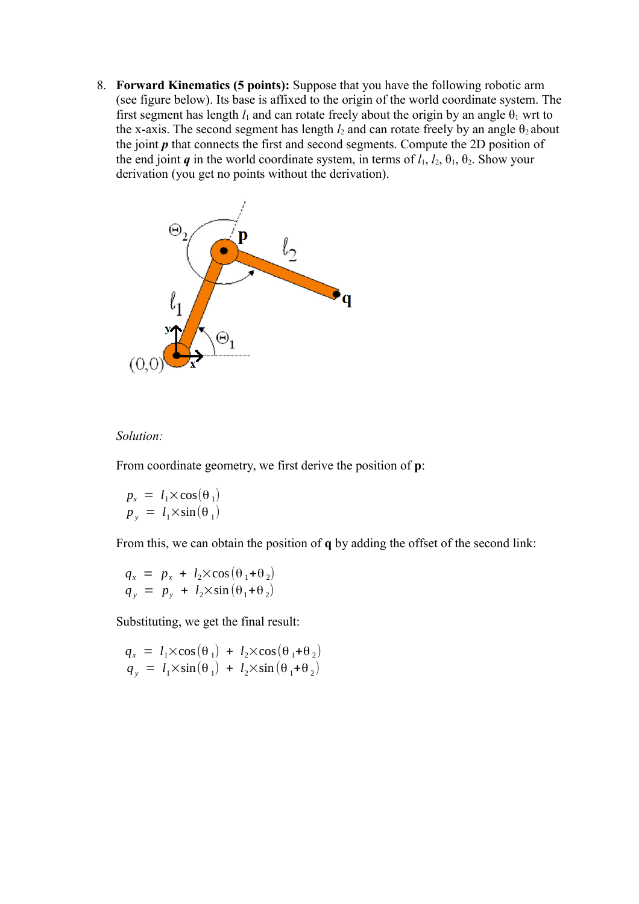8. **Forward Kinematics (5 points):** Suppose that you have the following robotic arm (see figure below). Its base is affixed to the origin of the world coordinate system. The first segment has length $l_1$ and can rotate freely about the origin by an angle $\theta_1$ wrt to the x-axis. The second segment has length $l_2$ and can rotate freely by an angle $\theta_2$ about the joint ***p*** that connects the first and second segments. Compute the 2D position of the end joint ***q*** in the world coordinate system, in terms of $l_1$, $l_2$, $\theta_1$, $\theta_2$. Show your derivation (you get no points without the derivation).

*Solution:*

From coordinate geometry, we first derive the position of **p**:

$$p_x = l_1 \times \cos(\theta_1)$$
$$p_y = l_1 \times \sin(\theta_1)$$

From this, we can obtain the position of **q** by adding the offset of the second link:

$$q_x = p_x + l_2 \times \cos(\theta_1 + \theta_2)$$
$$q_y = p_y + l_2 \times \sin(\theta_1 + \theta_2)$$

Substituting, we get the final result:

$$q_x = l_1 \times \cos(\theta_1) + l_2 \times \cos(\theta_1 + \theta_2)$$
$$q_y = l_1 \times \sin(\theta_1) + l_2 \times \sin(\theta_1 + \theta_2)$$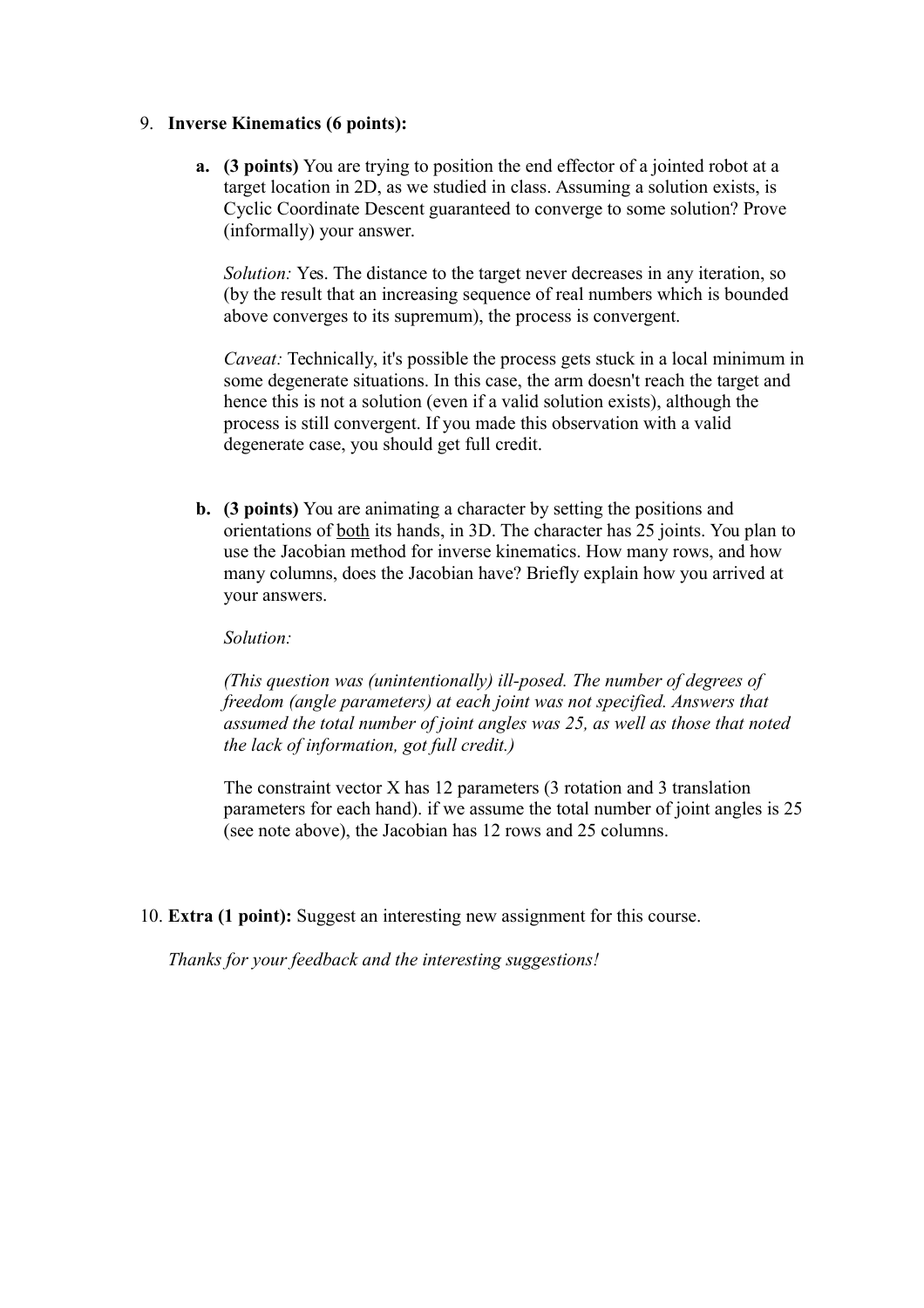9. **Inverse Kinematics (6 points):**

   **a. (3 points)** You are trying to position the end effector of a jointed robot at a target location in 2D, as we studied in class. Assuming a solution exists, is Cyclic Coordinate Descent guaranteed to converge to some solution? Prove (informally) your answer.

   *Solution:* Yes. The distance to the target never decreases in any iteration, so (by the result that an increasing sequence of real numbers which is bounded above converges to its supremum), the process is convergent.

   *Caveat:* Technically, it's possible the process gets stuck in a local minimum in some degenerate situations. In this case, the arm doesn't reach the target and hence this is not a solution (even if a valid solution exists), although the process is still convergent. If you made this observation with a valid degenerate case, you should get full credit.

   **b. (3 points)** You are animating a character by setting the positions and orientations of both its hands, in 3D. The character has 25 joints. You plan to use the Jacobian method for inverse kinematics. How many rows, and how many columns, does the Jacobian have? Briefly explain how you arrived at your answers.

   *Solution:*

   *(This question was (unintentionally) ill-posed. The number of degrees of freedom (angle parameters) at each joint was not specified. Answers that assumed the total number of joint angles was 25, as well as those that noted the lack of information, got full credit.)*

   The constraint vector X has 12 parameters (3 rotation and 3 translation parameters for each hand). if we assume the total number of joint angles is 25 (see note above), the Jacobian has 12 rows and 25 columns.

10. **Extra (1 point):** Suggest an interesting new assignment for this course.

    *Thanks for your feedback and the interesting suggestions!*